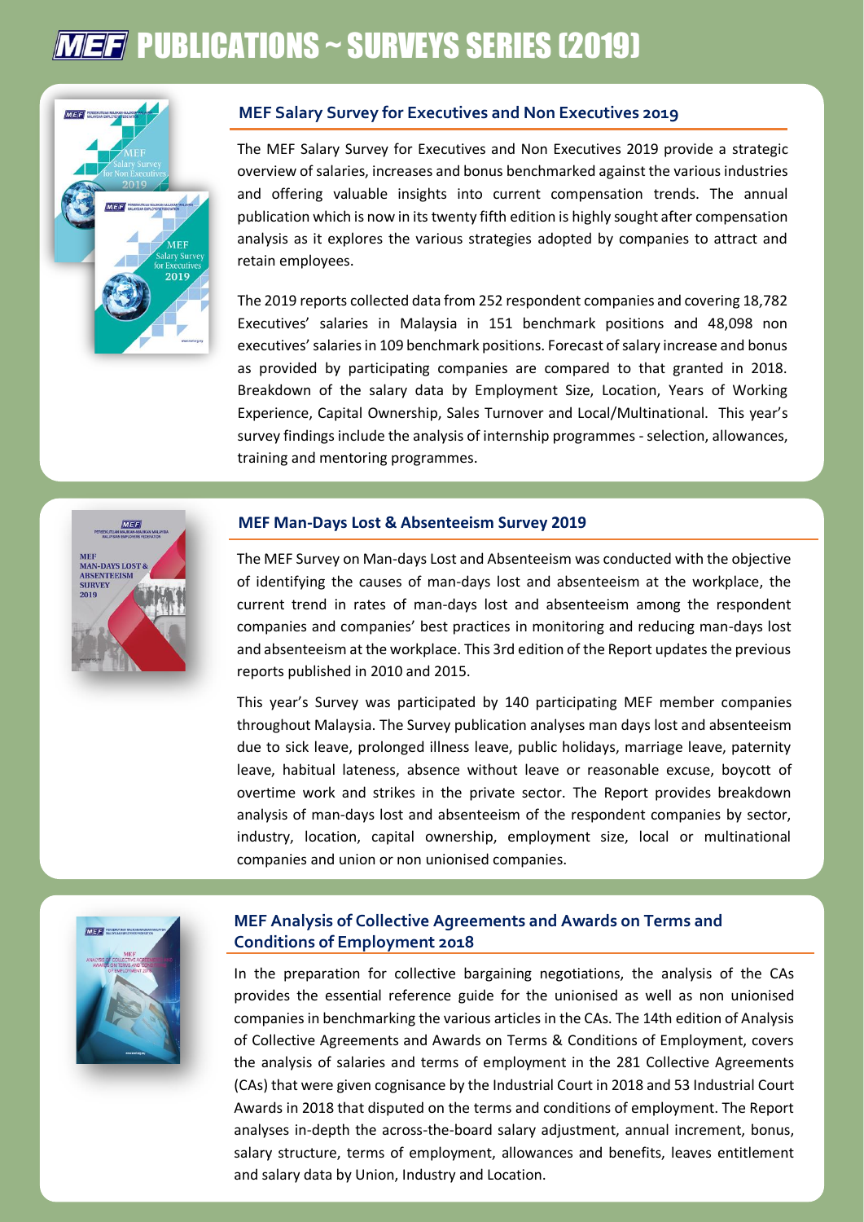# MEF PUBLICATIONS ~ SURVEYS SERIES (2019)

## MEF Salary Survey for Executives and Non Executives 2019

The MEF Salary Survey for Executives and Non Executives 2019 provide a strategic overview of salaries, increases and bonus benchmarked against the various industries and offering valuable insights into current compensation trends. The annual publication which is now in its twenty fifth edition is highly sought after compensation analysis as it explores the various strategies adopted by companies to attract and retain employees.

The 2019 reports collected data from 252 respondent companies and covering 18,782 Executives' salaries in Malaysia in 151 benchmark positions and 48,098 non executives' salaries in 109 benchmark positions. Forecast of salary increase and bonus as provided by participating companies are compared to that granted in 2018. Breakdown of the salary data by Employment Size, Location, Years of Working Experience, Capital Ownership, Sales Turnover and Local/Multinational. This year's survey findings include the analysis of internship programmes - selection, allowances, training and mentoring programmes.

## MEF Man-Days Lost & Absenteeism Survey 2019

The MEF Survey on Man-days Lost and Absenteeism was conducted with the objective of identifying the causes of man-days lost and absenteeism at the workplace, the current trend in rates of man-days lost and absenteeism among the respondent companies and companies' best practices in monitoring and reducing man-days lost and absenteeism at the workplace. This 3rd edition of the Report updates the previous reports published in 2010 and 2015.

This year's Survey was participated by 140 participating MEF member companies throughout Malaysia. The Survey publication analyses man days lost and absenteeism due to sick leave, prolonged illness leave, public holidays, marriage leave, paternity leave, habitual lateness, absence without leave or reasonable excuse, boycott of overtime work and strikes in the private sector. The Report provides breakdown analysis of man-days lost and absenteeism of the respondent companies by sector, industry, location, capital ownership, employment size, local or multinational companies and union or non unionised companies.

## MEF Analysis of Collective Agreements and Awards on Terms and Conditions of Employment 2018

In the preparation for collective bargaining negotiations, the analysis of the CAs provides the essential reference guide for the unionised as well as non unionised companies in benchmarking the various articles in the CAs. The 14th edition of Analysis of Collective Agreements and Awards on Terms & Conditions of Employment, covers the analysis of salaries and terms of employment in the 281 Collective Agreements (CAs) that were given cognisance by the Industrial Court in 2018 and 53 Industrial Court Awards in 2018 that disputed on the terms and conditions of employment. The Report analyses in-depth the across-the-board salary adjustment, annual increment, bonus, salary structure, terms of employment, allowances and benefits, leaves entitlement and salary data by Union, Industry and Location.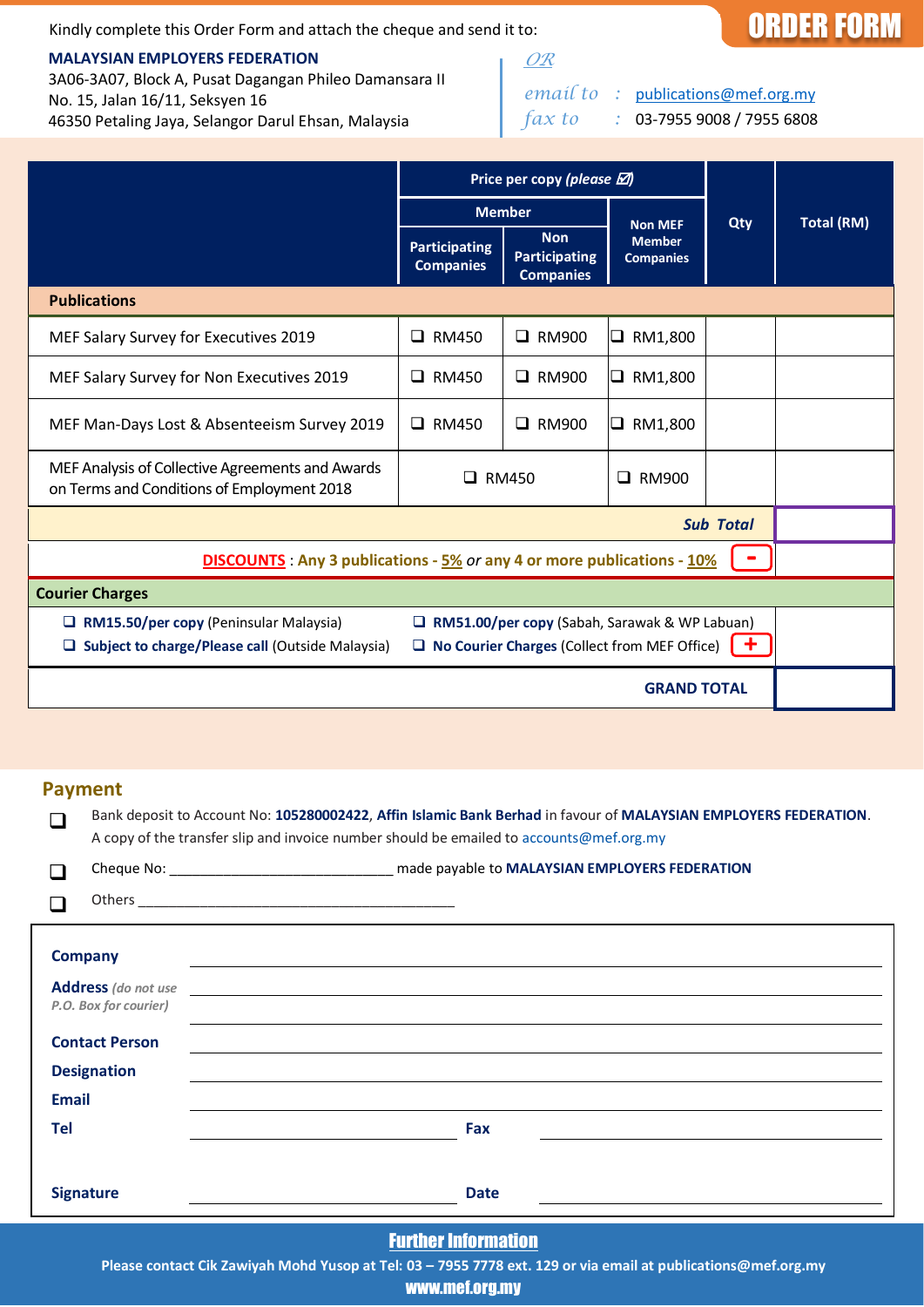Kindly complete this Order Form and attach the cheque and send it to:

# ORDER FORM

**MALAYSIAN EMPLOYERS FEDERATION**
3A06-3A07, Block A, Pusat Dagangan Phileo Damansara II
No. 15, Jalan 16/11, Seksyen 16
46350 Petaling Jaya, Selangor Darul Ehsan, Malaysia

*OR*

*email to* : publications@mef.org.my
*fax to* : 03-7955 9008 / 7955 6808

| | Price per copy (*please* ☑) | | | Qty | Total (RM) |
|---|---|---|---|---|---|
| | Member | | Non MEF Member Companies | | |
| | Participating Companies | Non Participating Companies | | | |
| **Publications** | | | | | |
| MEF Salary Survey for Executives 2019 | ❑ RM450 | ❑ RM900 | ❑ RM1,800 | | |
| MEF Salary Survey for Non Executives 2019 | ❑ RM450 | ❑ RM900 | ❑ RM1,800 | | |
| MEF Man-Days Lost & Absenteeism Survey 2019 | ❑ RM450 | ❑ RM900 | ❑ RM1,800 | | |
| MEF Analysis of Collective Agreements and Awards on Terms and Conditions of Employment 2018 | ❑ RM450 | | ❑ RM900 | | |
| | | | | ***Sub Total*** | |
| **DISCOUNTS** : **Any 3 publications - 5%** *or* **any 4 or more publications - 10%** | | | | **-** | |
| **Courier Charges** | | | | | |
| ❑ **RM15.50/per copy** (Peninsular Malaysia) ❑ **Subject to charge/Please call** (Outside Malaysia) | ❑ **RM51.00/per copy** (Sabah, Sarawak & WP Labuan) ❑ **No Courier Charges** (Collect from MEF Office) | | | **+** | |
| | | | | **GRAND TOTAL** | |

## Payment

❑ Bank deposit to Account No: **105280002422**, **Affin Islamic Bank Berhad** in favour of **MALAYSIAN EMPLOYERS FEDERATION**. A copy of the transfer slip and invoice number should be emailed to accounts@mef.org.my

❑ Cheque No: ____________________________ made payable to **MALAYSIAN EMPLOYERS FEDERATION**

❑ Others ________________________________________

**Company** ________________________________________

**Address** (*do not use P.O. Box for courier*) ________________________________________

________________________________________

**Contact Person** ________________________________________

**Designation** ________________________________________

**Email** ________________________________________

**Tel** ____________________ **Fax** ____________________

**Signature** ____________________ **Date** ____________________

**Further Information**

Please contact Cik Zawiyah Mohd Yusop at Tel: 03 – 7955 7778 ext. 129 or via email at publications@mef.org.my

www.mef.org.my